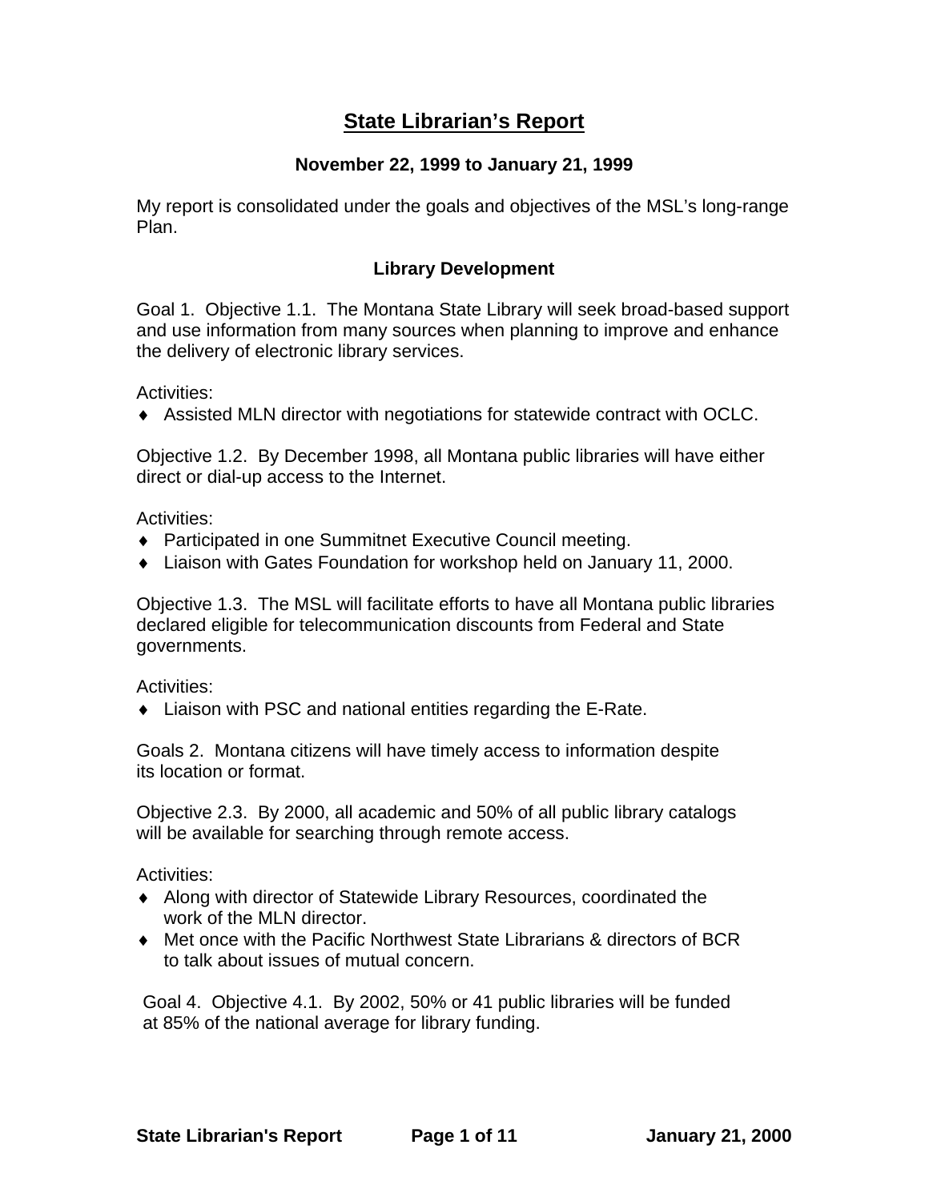# State Librarian's Report

### November 22, 1999 to January 21, 1999

My report is consolidated under the goals and objectives of the MSL's long-range Plan.

### Library Development

Goal 1. Objective 1.1. The Montana State Library will seek broad-based support and use information from many sources when planning to improve and enhance the delivery of electronic library services.

Activities:

- Assisted MLN director with negotiations for statewide contract with OCLC.

Objective 1.2. By December 1998, all Montana public libraries will have either direct or dial-up access to the Internet.

Activities:

- Participated in one Summitnet Executive Council meeting.
- Liaison with Gates Foundation for workshop held on January 11, 2000.

Objective 1.3. The MSL will facilitate efforts to have all Montana public libraries declared eligible for telecommunication discounts from Federal and State governments.

Activities:

- Liaison with PSC and national entities regarding the E-Rate.

Goals 2. Montana citizens will have timely access to information despite its location or format.

Objective 2.3. By 2000, all academic and 50% of all public library catalogs will be available for searching through remote access.

Activities:

- Along with director of Statewide Library Resources, coordinated the work of the MLN director.
- Met once with the Pacific Northwest State Librarians & directors of BCR to talk about issues of mutual concern.

Goal 4. Objective 4.1. By 2002, 50% or 41 public libraries will be funded at 85% of the national average for library funding.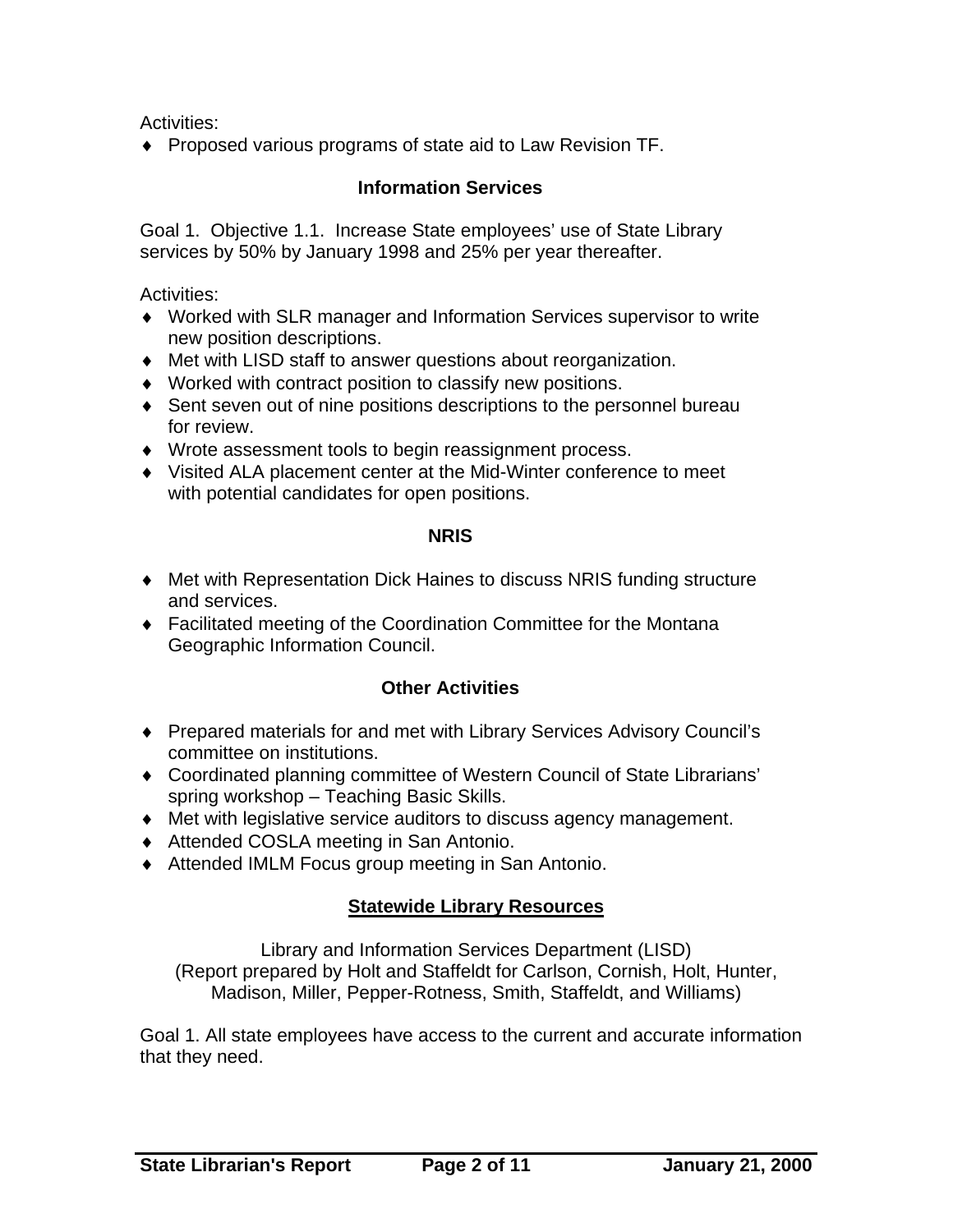Activities:

- Proposed various programs of state aid to Law Revision TF.

### Information Services

Goal 1. Objective 1.1. Increase State employees' use of State Library services by 50% by January 1998 and 25% per year thereafter.

Activities:

- Worked with SLR manager and Information Services supervisor to write new position descriptions.
- Met with LISD staff to answer questions about reorganization.
- Worked with contract position to classify new positions.
- Sent seven out of nine positions descriptions to the personnel bureau for review.
- Wrote assessment tools to begin reassignment process.
- Visited ALA placement center at the Mid-Winter conference to meet with potential candidates for open positions.

### NRIS

- Met with Representation Dick Haines to discuss NRIS funding structure and services.
- Facilitated meeting of the Coordination Committee for the Montana Geographic Information Council.

### Other Activities

- Prepared materials for and met with Library Services Advisory Council's committee on institutions.
- Coordinated planning committee of Western Council of State Librarians' spring workshop – Teaching Basic Skills.
- Met with legislative service auditors to discuss agency management.
- Attended COSLA meeting in San Antonio.
- Attended IMLM Focus group meeting in San Antonio.

## Statewide Library Resources

Library and Information Services Department (LISD)
(Report prepared by Holt and Staffeldt for Carlson, Cornish, Holt, Hunter, Madison, Miller, Pepper-Rotness, Smith, Staffeldt, and Williams)

Goal 1. All state employees have access to the current and accurate information that they need.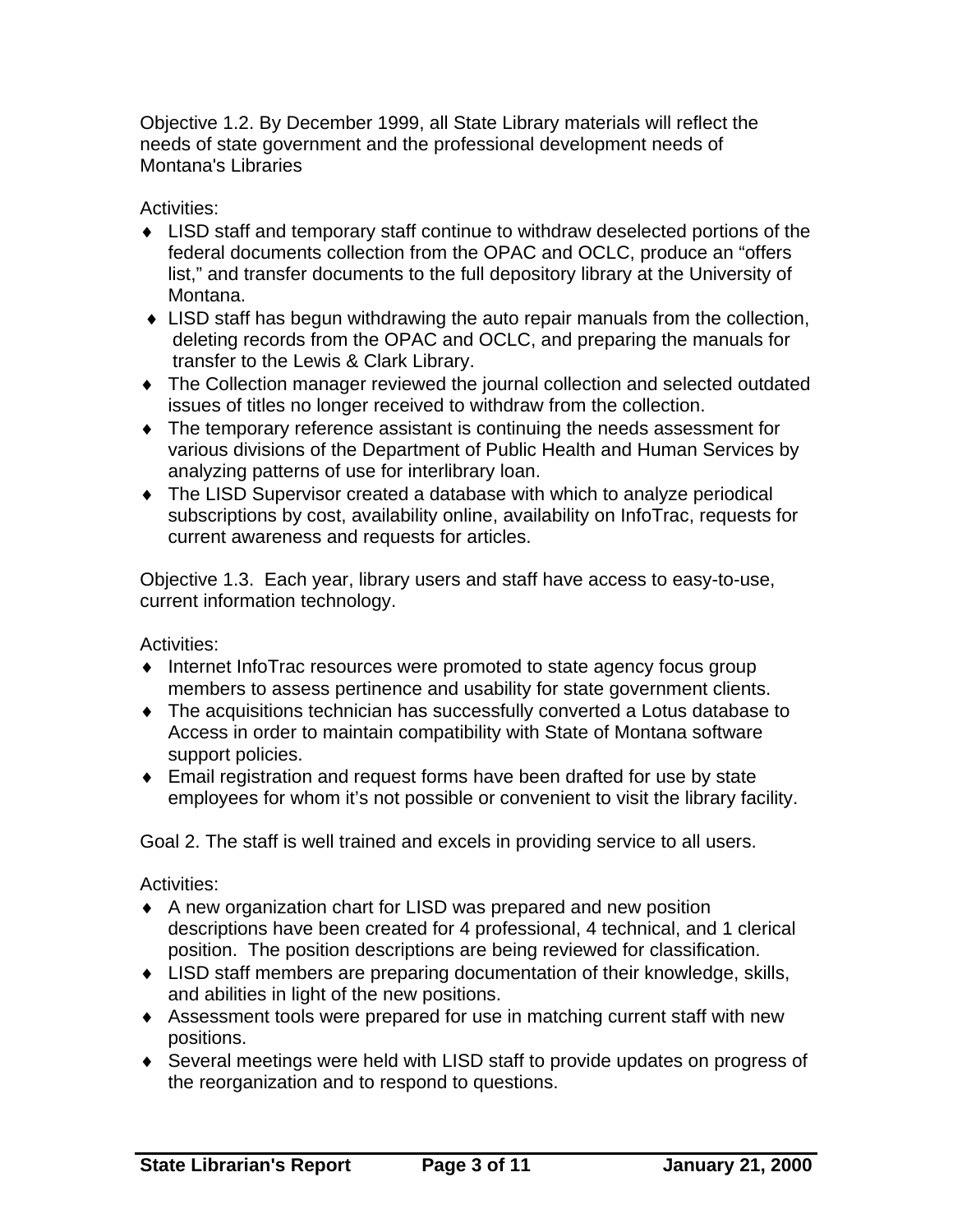Objective 1.2. By December 1999, all State Library materials will reflect the needs of state government and the professional development needs of Montana's Libraries

Activities:

- LISD staff and temporary staff continue to withdraw deselected portions of the federal documents collection from the OPAC and OCLC, produce an "offers list," and transfer documents to the full depository library at the University of Montana.
- LISD staff has begun withdrawing the auto repair manuals from the collection, deleting records from the OPAC and OCLC, and preparing the manuals for transfer to the Lewis & Clark Library.
- The Collection manager reviewed the journal collection and selected outdated issues of titles no longer received to withdraw from the collection.
- The temporary reference assistant is continuing the needs assessment for various divisions of the Department of Public Health and Human Services by analyzing patterns of use for interlibrary loan.
- The LISD Supervisor created a database with which to analyze periodical subscriptions by cost, availability online, availability on InfoTrac, requests for current awareness and requests for articles.

Objective 1.3. Each year, library users and staff have access to easy-to-use, current information technology.

Activities:

- Internet InfoTrac resources were promoted to state agency focus group members to assess pertinence and usability for state government clients.
- The acquisitions technician has successfully converted a Lotus database to Access in order to maintain compatibility with State of Montana software support policies.
- Email registration and request forms have been drafted for use by state employees for whom it's not possible or convenient to visit the library facility.

Goal 2. The staff is well trained and excels in providing service to all users.

Activities:

- A new organization chart for LISD was prepared and new position descriptions have been created for 4 professional, 4 technical, and 1 clerical position. The position descriptions are being reviewed for classification.
- LISD staff members are preparing documentation of their knowledge, skills, and abilities in light of the new positions.
- Assessment tools were prepared for use in matching current staff with new positions.
- Several meetings were held with LISD staff to provide updates on progress of the reorganization and to respond to questions.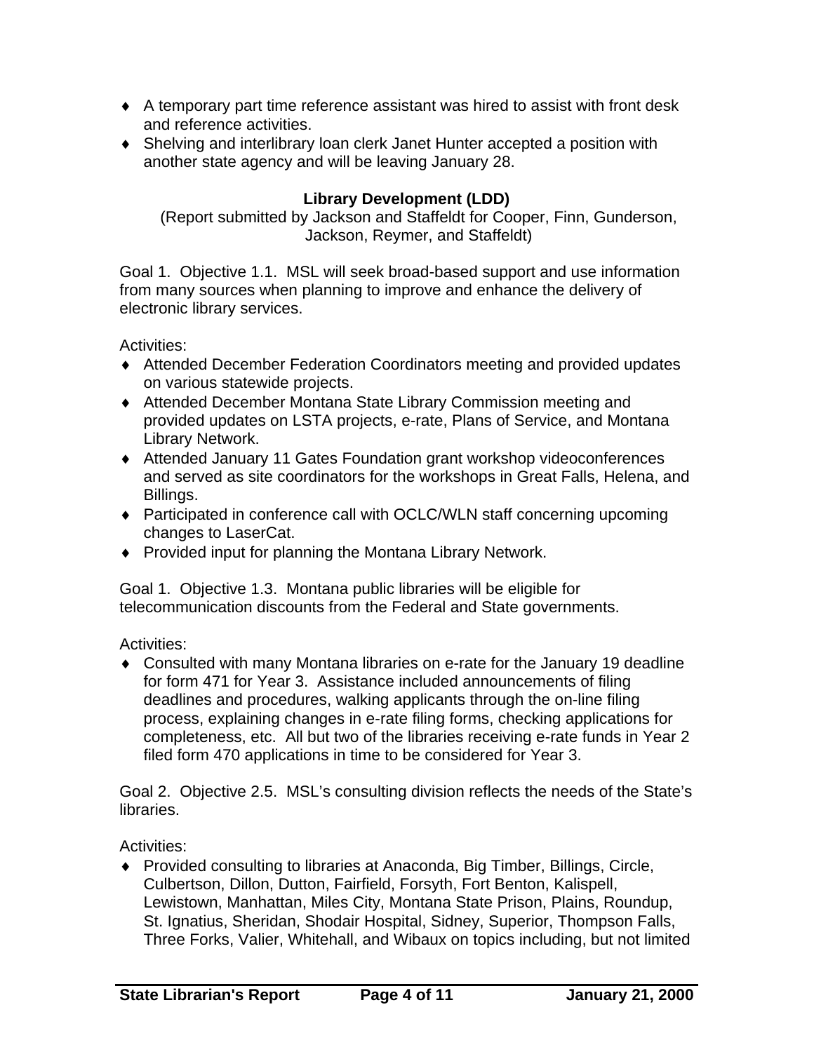- A temporary part time reference assistant was hired to assist with front desk and reference activities.
- Shelving and interlibrary loan clerk Janet Hunter accepted a position with another state agency and will be leaving January 28.

### Library Development (LDD)

(Report submitted by Jackson and Staffeldt for Cooper, Finn, Gunderson, Jackson, Reymer, and Staffeldt)

Goal 1. Objective 1.1. MSL will seek broad-based support and use information from many sources when planning to improve and enhance the delivery of electronic library services.

Activities:

- Attended December Federation Coordinators meeting and provided updates on various statewide projects.
- Attended December Montana State Library Commission meeting and provided updates on LSTA projects, e-rate, Plans of Service, and Montana Library Network.
- Attended January 11 Gates Foundation grant workshop videoconferences and served as site coordinators for the workshops in Great Falls, Helena, and Billings.
- Participated in conference call with OCLC/WLN staff concerning upcoming changes to LaserCat.
- Provided input for planning the Montana Library Network.

Goal 1. Objective 1.3. Montana public libraries will be eligible for telecommunication discounts from the Federal and State governments.

Activities:

- Consulted with many Montana libraries on e-rate for the January 19 deadline for form 471 for Year 3. Assistance included announcements of filing deadlines and procedures, walking applicants through the on-line filing process, explaining changes in e-rate filing forms, checking applications for completeness, etc. All but two of the libraries receiving e-rate funds in Year 2 filed form 470 applications in time to be considered for Year 3.

Goal 2. Objective 2.5. MSL's consulting division reflects the needs of the State's libraries.

Activities:

- Provided consulting to libraries at Anaconda, Big Timber, Billings, Circle, Culbertson, Dillon, Dutton, Fairfield, Forsyth, Fort Benton, Kalispell, Lewistown, Manhattan, Miles City, Montana State Prison, Plains, Roundup, St. Ignatius, Sheridan, Shodair Hospital, Sidney, Superior, Thompson Falls, Three Forks, Valier, Whitehall, and Wibaux on topics including, but not limited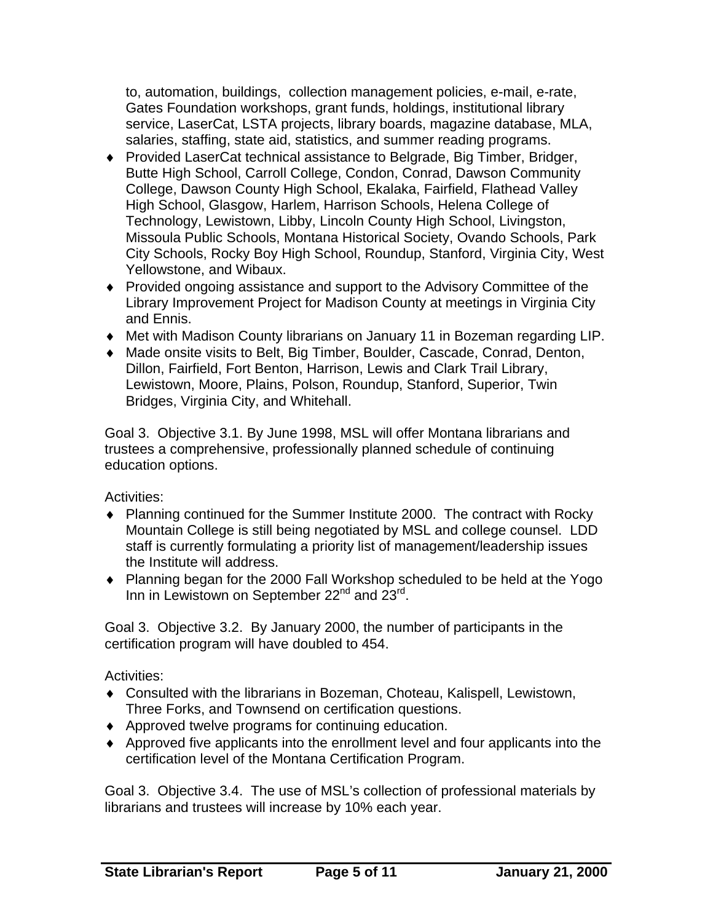to, automation, buildings, collection management policies, e-mail, e-rate, Gates Foundation workshops, grant funds, holdings, institutional library service, LaserCat, LSTA projects, library boards, magazine database, MLA, salaries, staffing, state aid, statistics, and summer reading programs.

- Provided LaserCat technical assistance to Belgrade, Big Timber, Bridger, Butte High School, Carroll College, Condon, Conrad, Dawson Community College, Dawson County High School, Ekalaka, Fairfield, Flathead Valley High School, Glasgow, Harlem, Harrison Schools, Helena College of Technology, Lewistown, Libby, Lincoln County High School, Livingston, Missoula Public Schools, Montana Historical Society, Ovando Schools, Park City Schools, Rocky Boy High School, Roundup, Stanford, Virginia City, West Yellowstone, and Wibaux.
- Provided ongoing assistance and support to the Advisory Committee of the Library Improvement Project for Madison County at meetings in Virginia City and Ennis.
- Met with Madison County librarians on January 11 in Bozeman regarding LIP.
- Made onsite visits to Belt, Big Timber, Boulder, Cascade, Conrad, Denton, Dillon, Fairfield, Fort Benton, Harrison, Lewis and Clark Trail Library, Lewistown, Moore, Plains, Polson, Roundup, Stanford, Superior, Twin Bridges, Virginia City, and Whitehall.

Goal 3. Objective 3.1. By June 1998, MSL will offer Montana librarians and trustees a comprehensive, professionally planned schedule of continuing education options.

Activities:

- Planning continued for the Summer Institute 2000. The contract with Rocky Mountain College is still being negotiated by MSL and college counsel. LDD staff is currently formulating a priority list of management/leadership issues the Institute will address.
- Planning began for the 2000 Fall Workshop scheduled to be held at the Yogo Inn in Lewistown on September 22nd and 23rd.

Goal 3. Objective 3.2. By January 2000, the number of participants in the certification program will have doubled to 454.

Activities:

- Consulted with the librarians in Bozeman, Choteau, Kalispell, Lewistown, Three Forks, and Townsend on certification questions.
- Approved twelve programs for continuing education.
- Approved five applicants into the enrollment level and four applicants into the certification level of the Montana Certification Program.

Goal 3. Objective 3.4. The use of MSL's collection of professional materials by librarians and trustees will increase by 10% each year.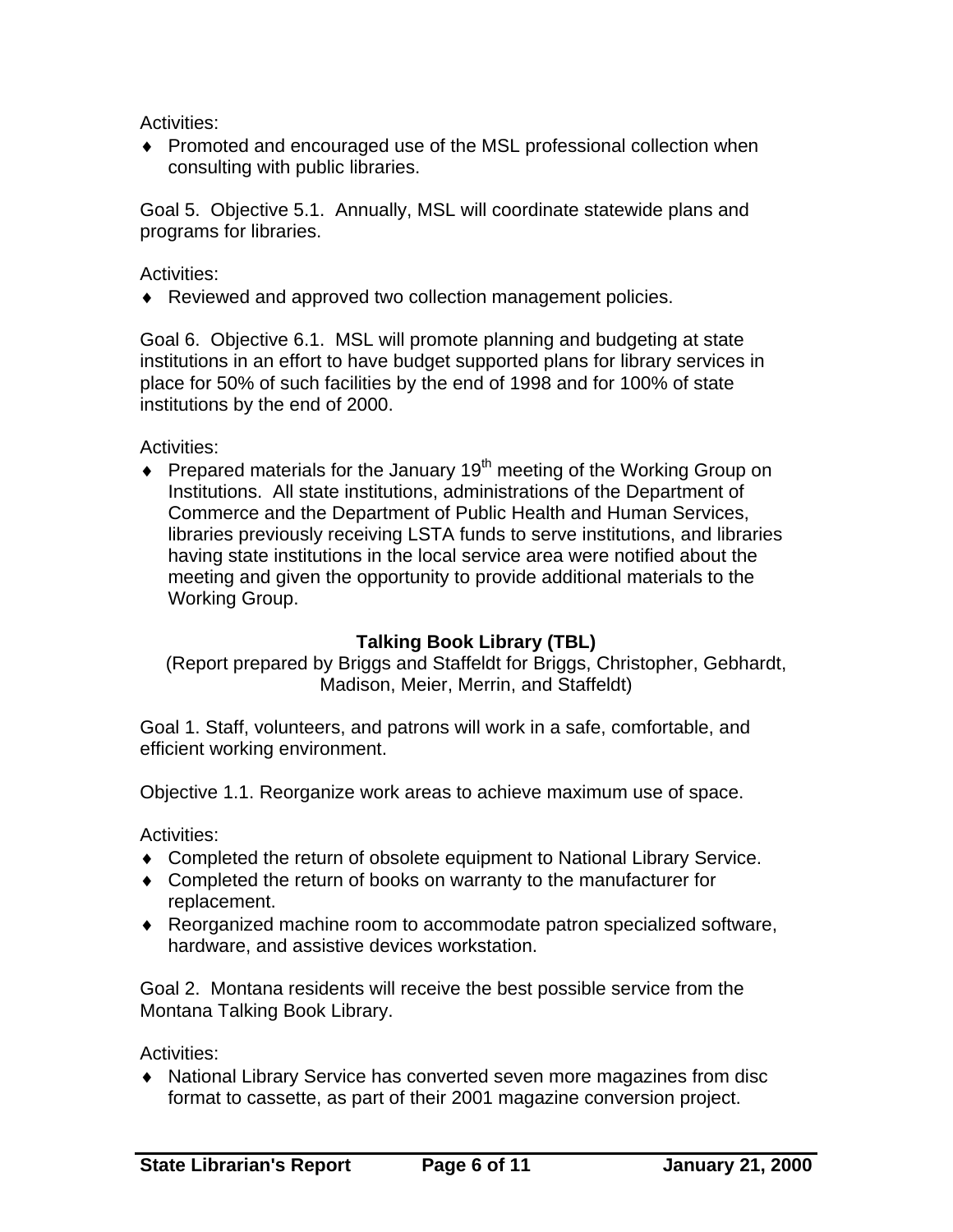Activities:

- Promoted and encouraged use of the MSL professional collection when consulting with public libraries.

Goal 5. Objective 5.1. Annually, MSL will coordinate statewide plans and programs for libraries.

Activities:

- Reviewed and approved two collection management policies.

Goal 6. Objective 6.1. MSL will promote planning and budgeting at state institutions in an effort to have budget supported plans for library services in place for 50% of such facilities by the end of 1998 and for 100% of state institutions by the end of 2000.

Activities:

- Prepared materials for the January 19th meeting of the Working Group on Institutions. All state institutions, administrations of the Department of Commerce and the Department of Public Health and Human Services, libraries previously receiving LSTA funds to serve institutions, and libraries having state institutions in the local service area were notified about the meeting and given the opportunity to provide additional materials to the Working Group.

## Talking Book Library (TBL)

(Report prepared by Briggs and Staffeldt for Briggs, Christopher, Gebhardt, Madison, Meier, Merrin, and Staffeldt)

Goal 1. Staff, volunteers, and patrons will work in a safe, comfortable, and efficient working environment.

Objective 1.1. Reorganize work areas to achieve maximum use of space.

Activities:

- Completed the return of obsolete equipment to National Library Service.
- Completed the return of books on warranty to the manufacturer for replacement.
- Reorganized machine room to accommodate patron specialized software, hardware, and assistive devices workstation.

Goal 2. Montana residents will receive the best possible service from the Montana Talking Book Library.

Activities:

- National Library Service has converted seven more magazines from disc format to cassette, as part of their 2001 magazine conversion project.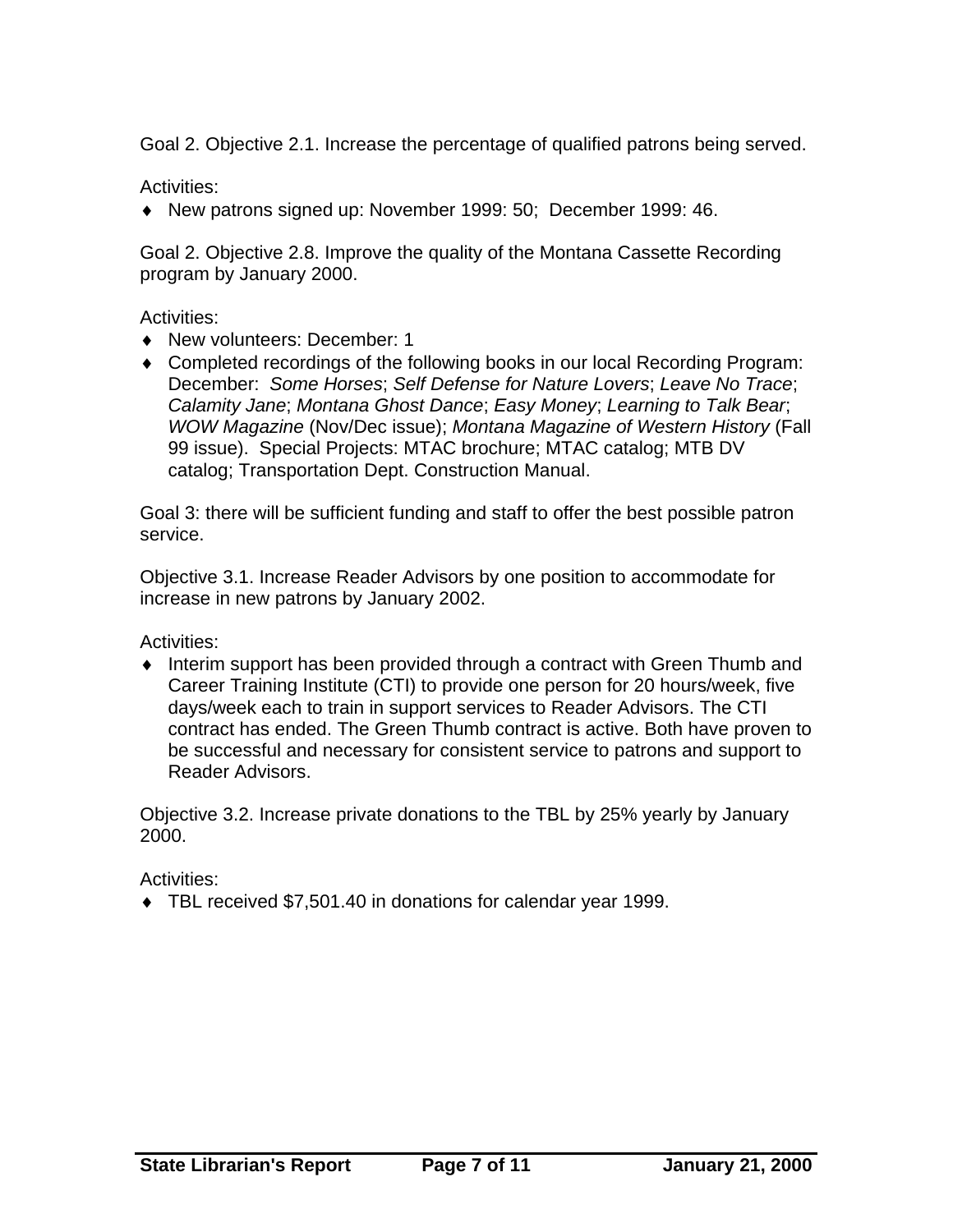Goal 2. Objective 2.1. Increase the percentage of qualified patrons being served.

Activities:

- New patrons signed up: November 1999: 50;  December 1999: 46.

Goal 2. Objective 2.8. Improve the quality of the Montana Cassette Recording program by January 2000.

Activities:

- New volunteers: December: 1
- Completed recordings of the following books in our local Recording Program: December:  *Some Horses*; *Self Defense for Nature Lovers*; *Leave No Trace*; *Calamity Jane*; *Montana Ghost Dance*; *Easy Money*; *Learning to Talk Bear*; *WOW Magazine* (Nov/Dec issue); *Montana Magazine of Western History* (Fall 99 issue).  Special Projects: MTAC brochure; MTAC catalog; MTB DV catalog; Transportation Dept. Construction Manual.

Goal 3: there will be sufficient funding and staff to offer the best possible patron service.

Objective 3.1. Increase Reader Advisors by one position to accommodate for increase in new patrons by January 2002.

Activities:

- Interim support has been provided through a contract with Green Thumb and Career Training Institute (CTI) to provide one person for 20 hours/week, five days/week each to train in support services to Reader Advisors. The CTI contract has ended. The Green Thumb contract is active. Both have proven to be successful and necessary for consistent service to patrons and support to Reader Advisors.

Objective 3.2. Increase private donations to the TBL by 25% yearly by January 2000.

Activities:

- TBL received $7,501.40 in donations for calendar year 1999.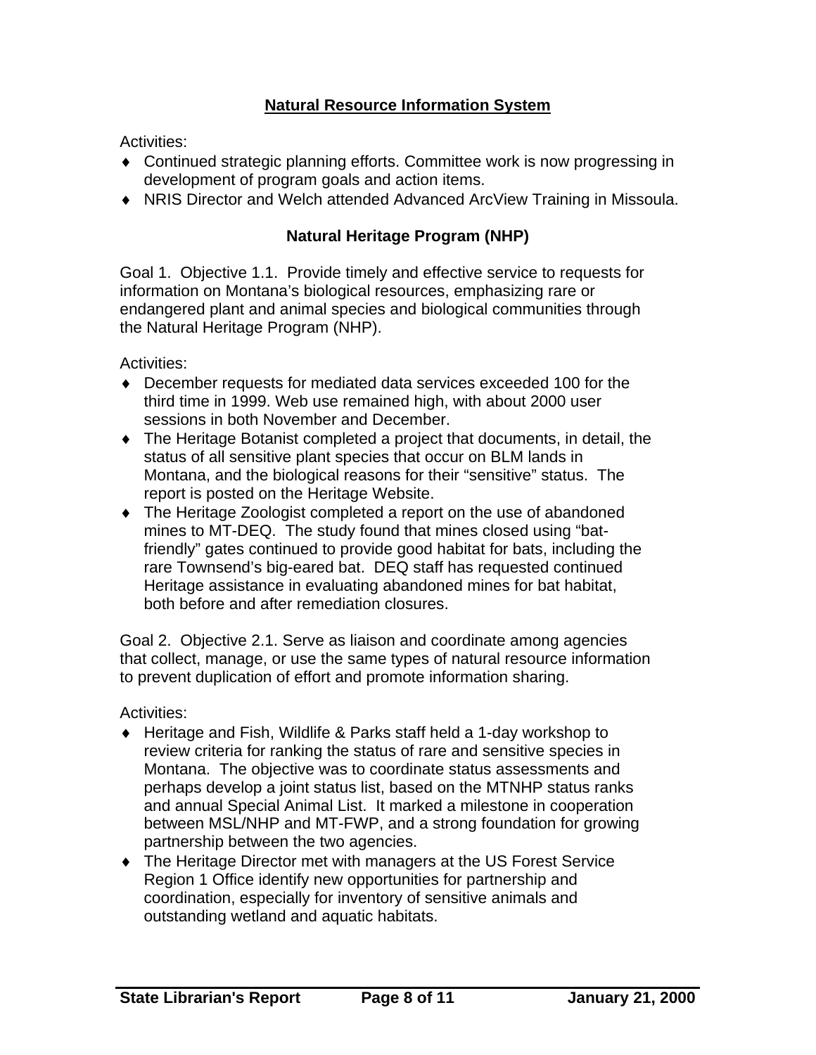## Natural Resource Information System

Activities:

- Continued strategic planning efforts. Committee work is now progressing in development of program goals and action items.
- NRIS Director and Welch attended Advanced ArcView Training in Missoula.

## Natural Heritage Program (NHP)

Goal 1. Objective 1.1. Provide timely and effective service to requests for information on Montana's biological resources, emphasizing rare or endangered plant and animal species and biological communities through the Natural Heritage Program (NHP).

Activities:

- December requests for mediated data services exceeded 100 for the third time in 1999. Web use remained high, with about 2000 user sessions in both November and December.
- The Heritage Botanist completed a project that documents, in detail, the status of all sensitive plant species that occur on BLM lands in Montana, and the biological reasons for their "sensitive" status. The report is posted on the Heritage Website.
- The Heritage Zoologist completed a report on the use of abandoned mines to MT-DEQ. The study found that mines closed using "bat-friendly" gates continued to provide good habitat for bats, including the rare Townsend's big-eared bat. DEQ staff has requested continued Heritage assistance in evaluating abandoned mines for bat habitat, both before and after remediation closures.

Goal 2. Objective 2.1. Serve as liaison and coordinate among agencies that collect, manage, or use the same types of natural resource information to prevent duplication of effort and promote information sharing.

Activities:

- Heritage and Fish, Wildlife & Parks staff held a 1-day workshop to review criteria for ranking the status of rare and sensitive species in Montana. The objective was to coordinate status assessments and perhaps develop a joint status list, based on the MTNHP status ranks and annual Special Animal List. It marked a milestone in cooperation between MSL/NHP and MT-FWP, and a strong foundation for growing partnership between the two agencies.
- The Heritage Director met with managers at the US Forest Service Region 1 Office identify new opportunities for partnership and coordination, especially for inventory of sensitive animals and outstanding wetland and aquatic habitats.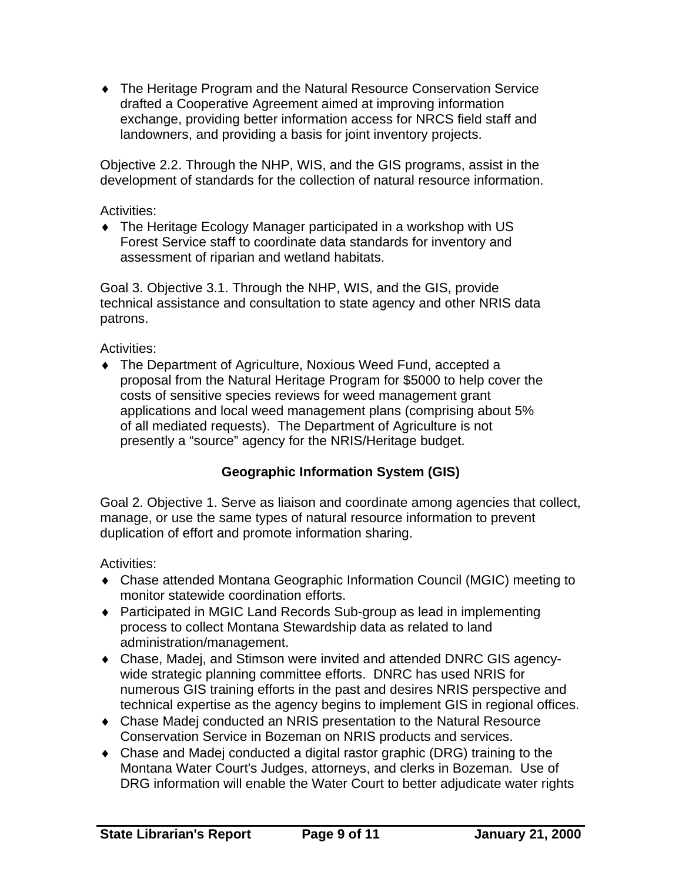- The Heritage Program and the Natural Resource Conservation Service drafted a Cooperative Agreement aimed at improving information exchange, providing better information access for NRCS field staff and landowners, and providing a basis for joint inventory projects.

Objective 2.2. Through the NHP, WIS, and the GIS programs, assist in the development of standards for the collection of natural resource information.

Activities:

- The Heritage Ecology Manager participated in a workshop with US Forest Service staff to coordinate data standards for inventory and assessment of riparian and wetland habitats.

Goal 3. Objective 3.1. Through the NHP, WIS, and the GIS, provide technical assistance and consultation to state agency and other NRIS data patrons.

Activities:

- The Department of Agriculture, Noxious Weed Fund, accepted a proposal from the Natural Heritage Program for $5000 to help cover the costs of sensitive species reviews for weed management grant applications and local weed management plans (comprising about 5% of all mediated requests). The Department of Agriculture is not presently a "source" agency for the NRIS/Heritage budget.

### Geographic Information System (GIS)

Goal 2. Objective 1. Serve as liaison and coordinate among agencies that collect, manage, or use the same types of natural resource information to prevent duplication of effort and promote information sharing.

Activities:

- Chase attended Montana Geographic Information Council (MGIC) meeting to monitor statewide coordination efforts.
- Participated in MGIC Land Records Sub-group as lead in implementing process to collect Montana Stewardship data as related to land administration/management.
- Chase, Madej, and Stimson were invited and attended DNRC GIS agency-wide strategic planning committee efforts. DNRC has used NRIS for numerous GIS training efforts in the past and desires NRIS perspective and technical expertise as the agency begins to implement GIS in regional offices.
- Chase Madej conducted an NRIS presentation to the Natural Resource Conservation Service in Bozeman on NRIS products and services.
- Chase and Madej conducted a digital rastor graphic (DRG) training to the Montana Water Court's Judges, attorneys, and clerks in Bozeman. Use of DRG information will enable the Water Court to better adjudicate water rights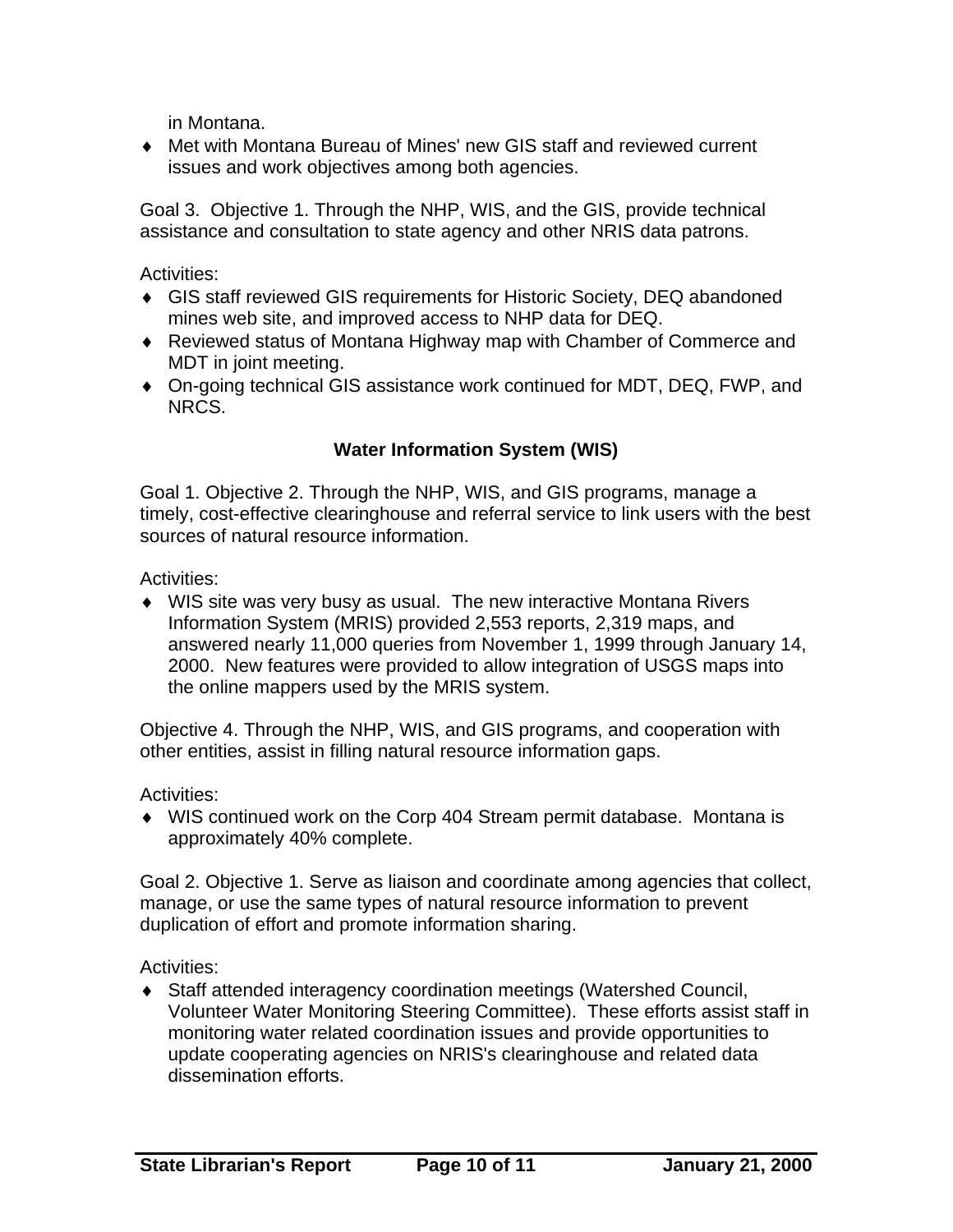in Montana.

- Met with Montana Bureau of Mines' new GIS staff and reviewed current issues and work objectives among both agencies.

Goal 3. Objective 1. Through the NHP, WIS, and the GIS, provide technical assistance and consultation to state agency and other NRIS data patrons.

Activities:

- GIS staff reviewed GIS requirements for Historic Society, DEQ abandoned mines web site, and improved access to NHP data for DEQ.
- Reviewed status of Montana Highway map with Chamber of Commerce and MDT in joint meeting.
- On-going technical GIS assistance work continued for MDT, DEQ, FWP, and NRCS.

**Water Information System (WIS)**

Goal 1. Objective 2. Through the NHP, WIS, and GIS programs, manage a timely, cost-effective clearinghouse and referral service to link users with the best sources of natural resource information.

Activities:

- WIS site was very busy as usual. The new interactive Montana Rivers Information System (MRIS) provided 2,553 reports, 2,319 maps, and answered nearly 11,000 queries from November 1, 1999 through January 14, 2000. New features were provided to allow integration of USGS maps into the online mappers used by the MRIS system.

Objective 4. Through the NHP, WIS, and GIS programs, and cooperation with other entities, assist in filling natural resource information gaps.

Activities:

- WIS continued work on the Corp 404 Stream permit database. Montana is approximately 40% complete.

Goal 2. Objective 1. Serve as liaison and coordinate among agencies that collect, manage, or use the same types of natural resource information to prevent duplication of effort and promote information sharing.

Activities:

- Staff attended interagency coordination meetings (Watershed Council, Volunteer Water Monitoring Steering Committee). These efforts assist staff in monitoring water related coordination issues and provide opportunities to update cooperating agencies on NRIS's clearinghouse and related data dissemination efforts.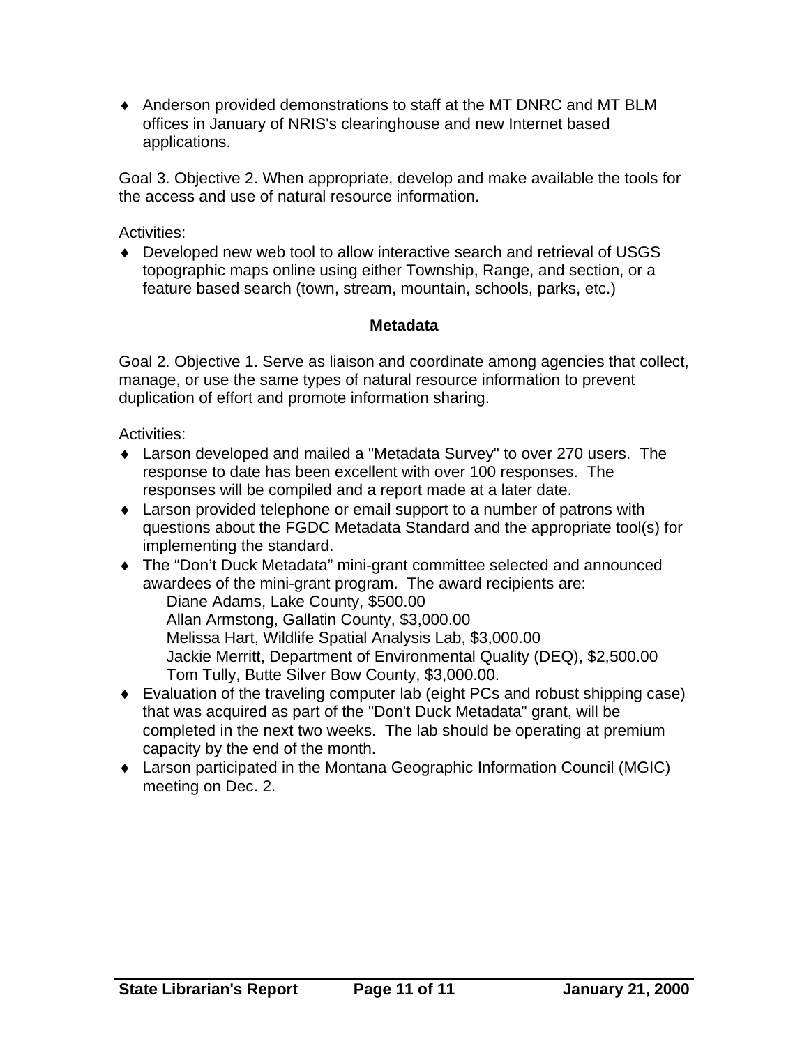- Anderson provided demonstrations to staff at the MT DNRC and MT BLM offices in January of NRIS's clearinghouse and new Internet based applications.

Goal 3. Objective 2. When appropriate, develop and make available the tools for the access and use of natural resource information.

Activities:

- Developed new web tool to allow interactive search and retrieval of USGS topographic maps online using either Township, Range, and section, or a feature based search (town, stream, mountain, schools, parks, etc.)

**Metadata**

Goal 2. Objective 1. Serve as liaison and coordinate among agencies that collect, manage, or use the same types of natural resource information to prevent duplication of effort and promote information sharing.

Activities:

- Larson developed and mailed a "Metadata Survey" to over 270 users. The response to date has been excellent with over 100 responses. The responses will be compiled and a report made at a later date.
- Larson provided telephone or email support to a number of patrons with questions about the FGDC Metadata Standard and the appropriate tool(s) for implementing the standard.
- The “Don’t Duck Metadata” mini-grant committee selected and announced awardees of the mini-grant program. The award recipients are:
  - Diane Adams, Lake County, $500.00
  - Allan Armstong, Gallatin County, $3,000.00
  - Melissa Hart, Wildlife Spatial Analysis Lab, $3,000.00
  - Jackie Merritt, Department of Environmental Quality (DEQ), $2,500.00
  - Tom Tully, Butte Silver Bow County, $3,000.00.
- Evaluation of the traveling computer lab (eight PCs and robust shipping case) that was acquired as part of the "Don't Duck Metadata" grant, will be completed in the next two weeks. The lab should be operating at premium capacity by the end of the month.
- Larson participated in the Montana Geographic Information Council (MGIC) meeting on Dec. 2.